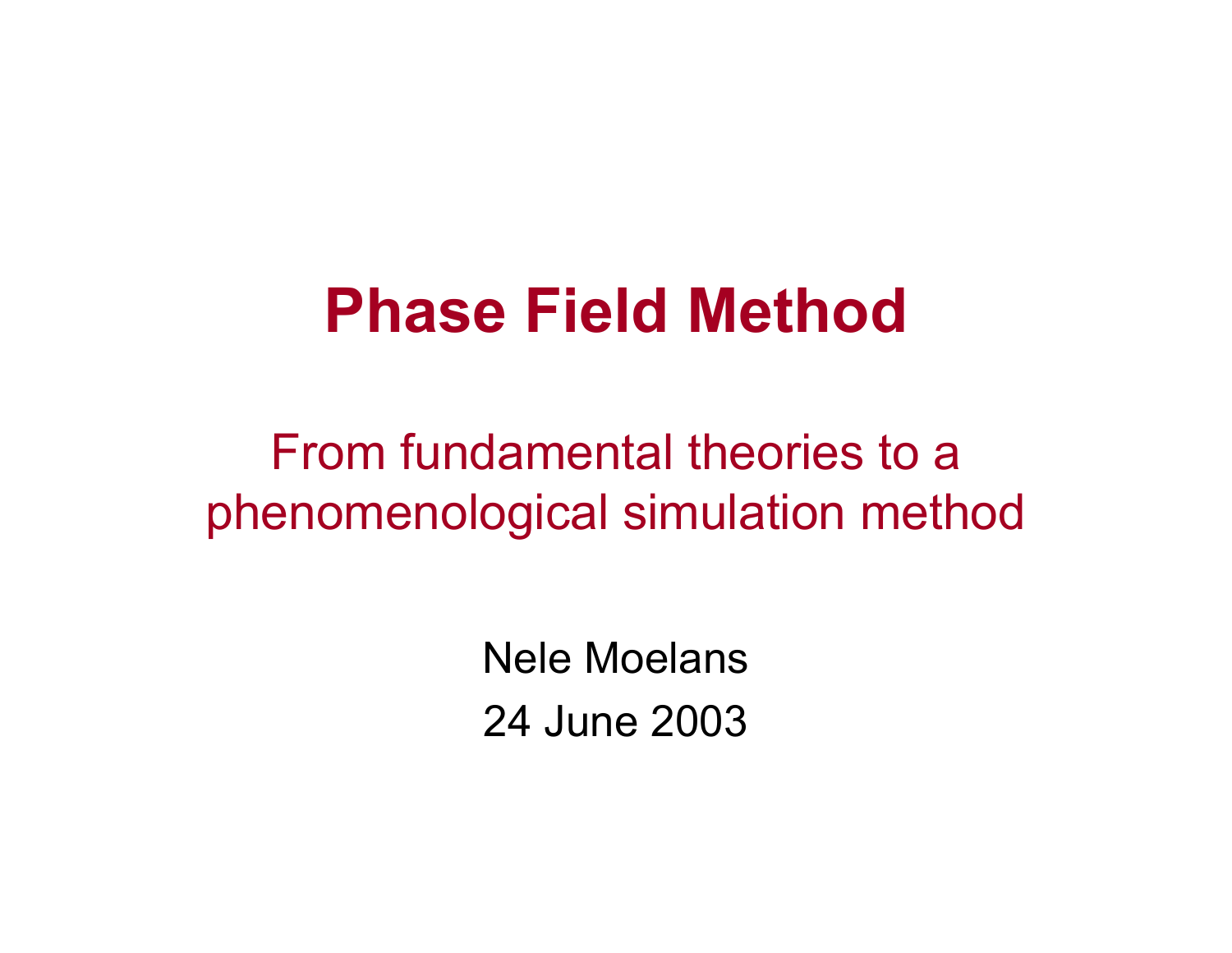# Phase Field Method

From fundamental theories to a phenomenological simulation method

Nele Moelans

24 June 2003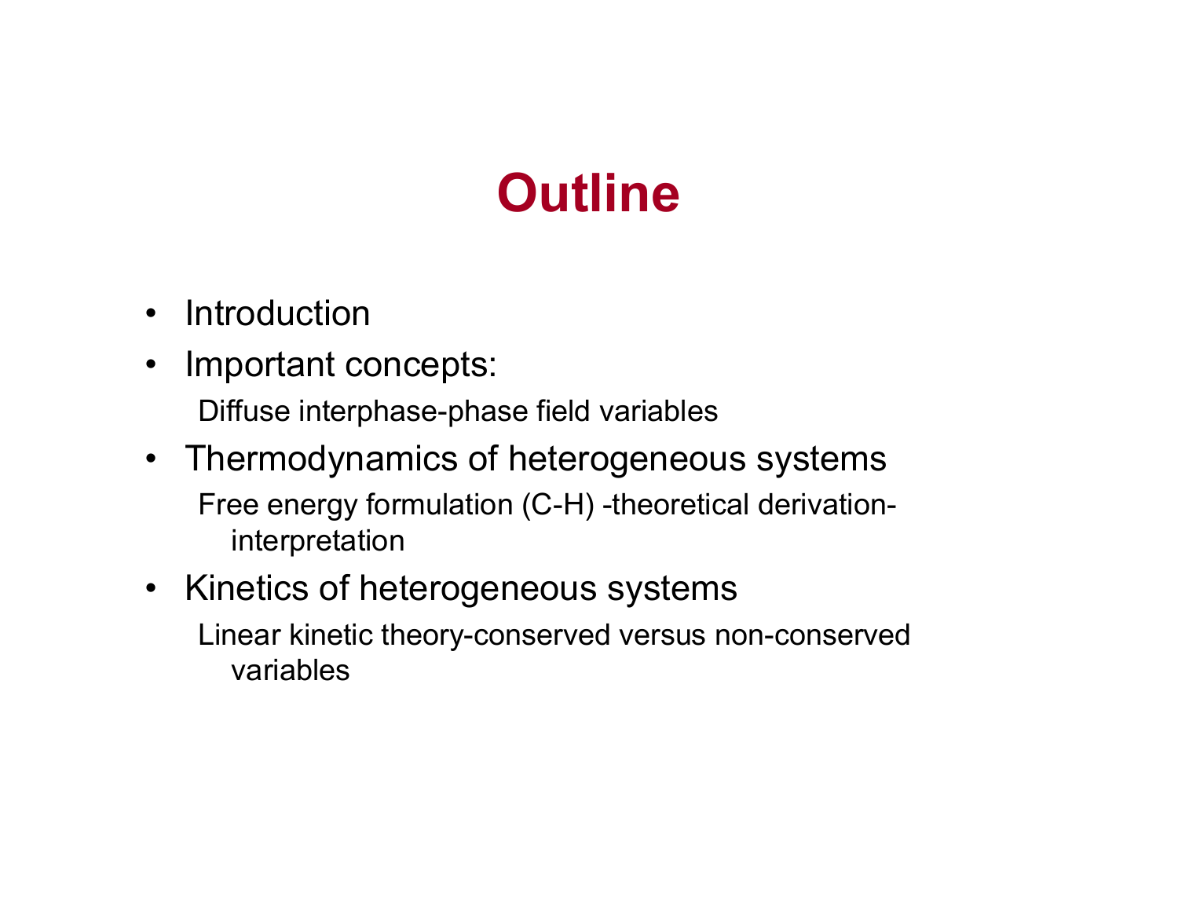# Outline

- Introduction
- Important concepts:

  Diffuse interphase-phase field variables

- Thermodynamics of heterogeneous systems

  Free energy formulation (C-H) -theoretical derivation-interpretation

- Kinetics of heterogeneous systems

  Linear kinetic theory-conserved versus non-conserved variables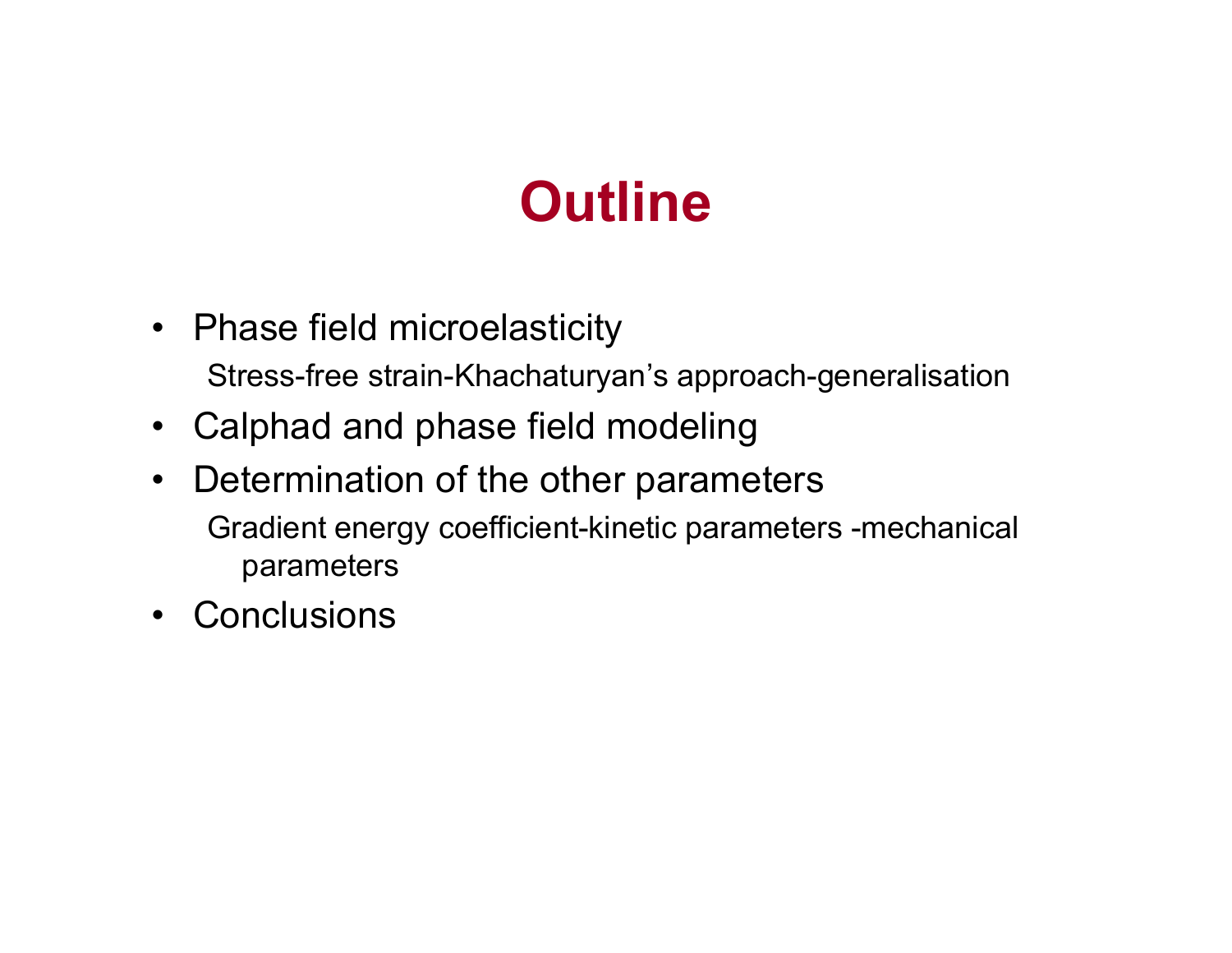# Outline

- Phase field microelasticity

  Stress-free strain-Khachaturyan's approach-generalisation

- Calphad and phase field modeling
- Determination of the other parameters

  Gradient energy coefficient-kinetic parameters -mechanical parameters

- Conclusions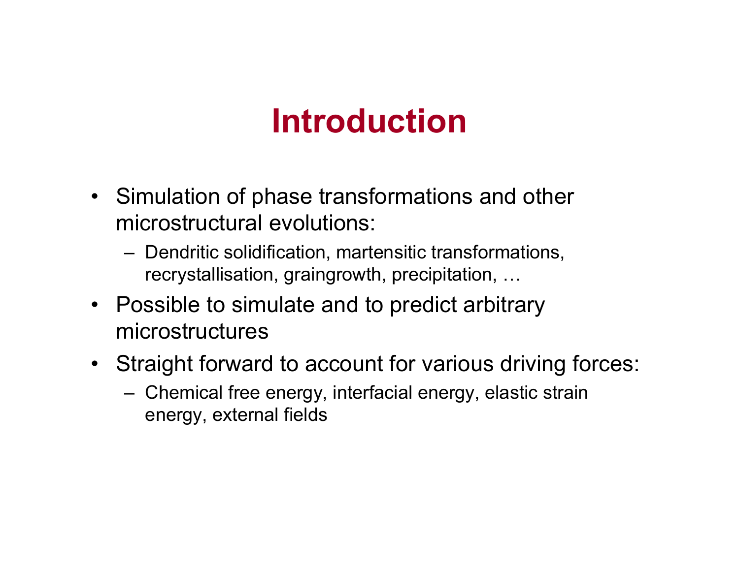# Introduction

- Simulation of phase transformations and other microstructural evolutions:
  - Dendritic solidification, martensitic transformations, recrystallisation, graingrowth, precipitation, …
- Possible to simulate and to predict arbitrary microstructures
- Straight forward to account for various driving forces:
  - Chemical free energy, interfacial energy, elastic strain energy, external fields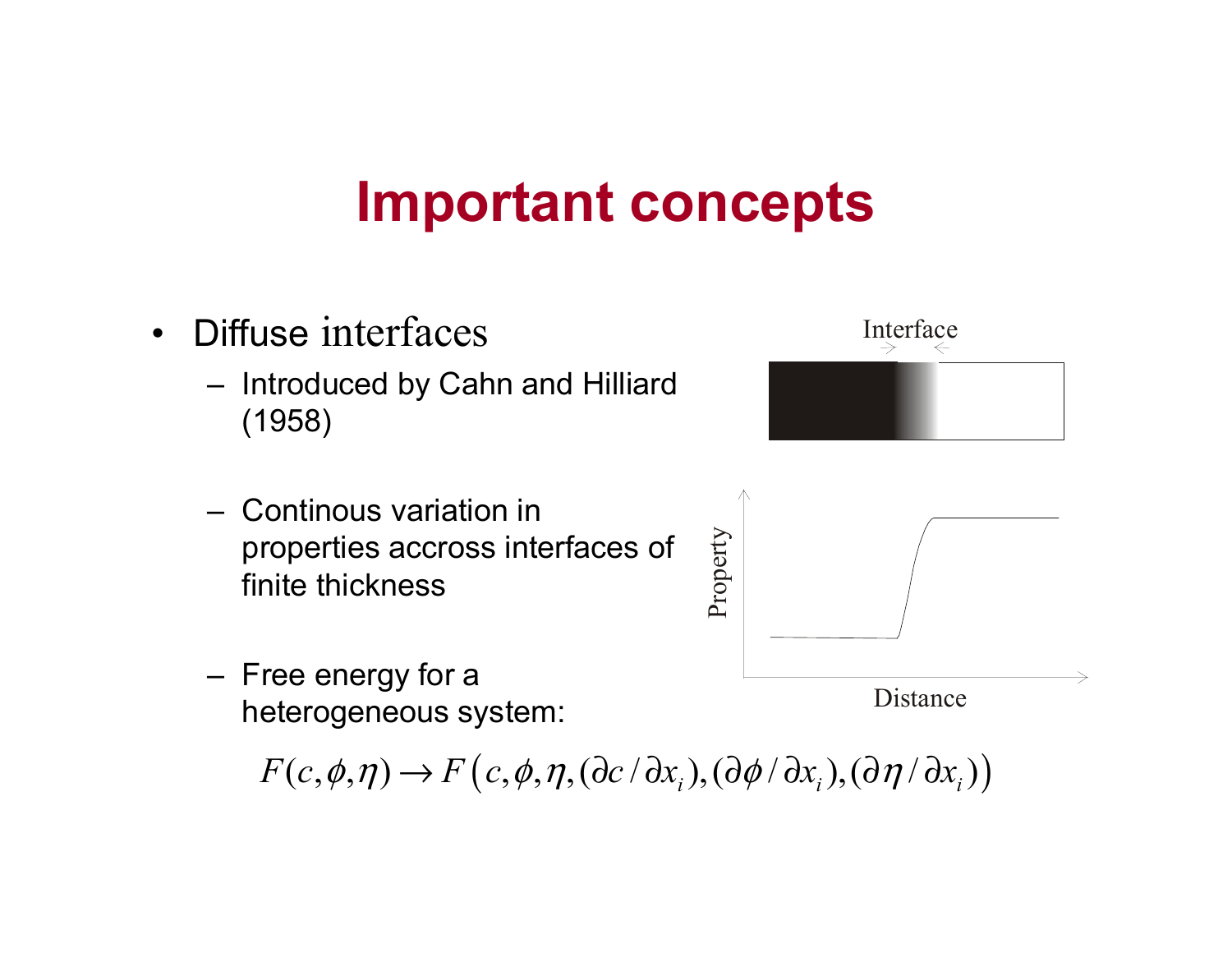# Important concepts

- Diffuse interfaces
  - Introduced by Cahn and Hilliard (1958)
  - Continous variation in properties accross interfaces of finite thickness
  - Free energy for a heterogeneous system:

$$F(c,\phi,\eta) \rightarrow F\left(c,\phi,\eta,(\partial c/\partial x_i),(\partial \phi/\partial x_i),(\partial \eta/\partial x_i)\right)$$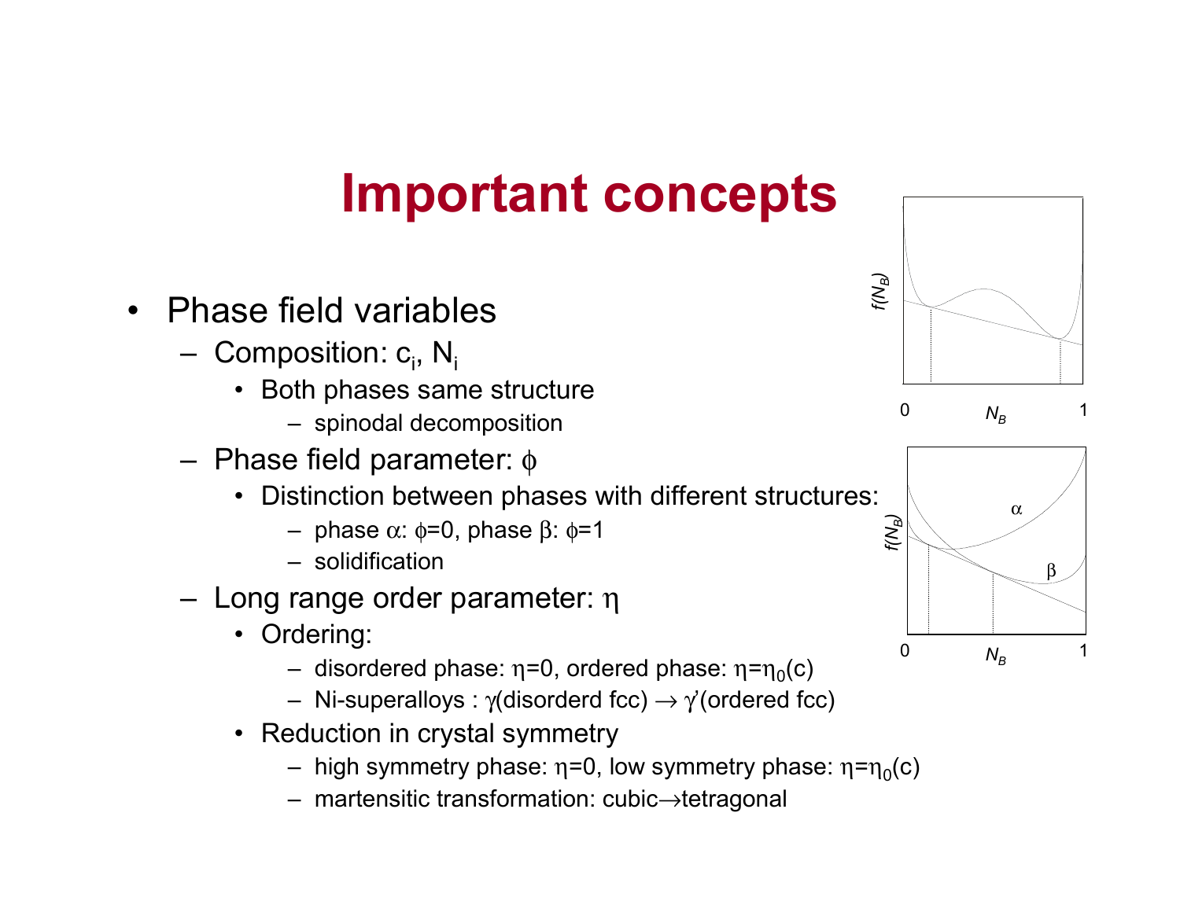# Important concepts

- Phase field variables
  - Composition: $c_i$, $N_i$
    - Both phases same structure
      - spinodal decomposition
  - Phase field parameter: $\phi$
    - Distinction between phases with different structures:
      - phase $\alpha$: $\phi$=0, phase $\beta$: $\phi$=1
      - solidification
  - Long range order parameter: $\eta$
    - Ordering:
      - disordered phase: $\eta$=0, ordered phase: $\eta=\eta_0(c)$
      - Ni-superalloys : $\gamma$(disorderd fcc) $\rightarrow$ $\gamma'$(ordered fcc)
    - Reduction in crystal symmetry
      - high symmetry phase: $\eta$=0, low symmetry phase: $\eta=\eta_0(c)$
      - martensitic transformation: cubic$\rightarrow$tetragonal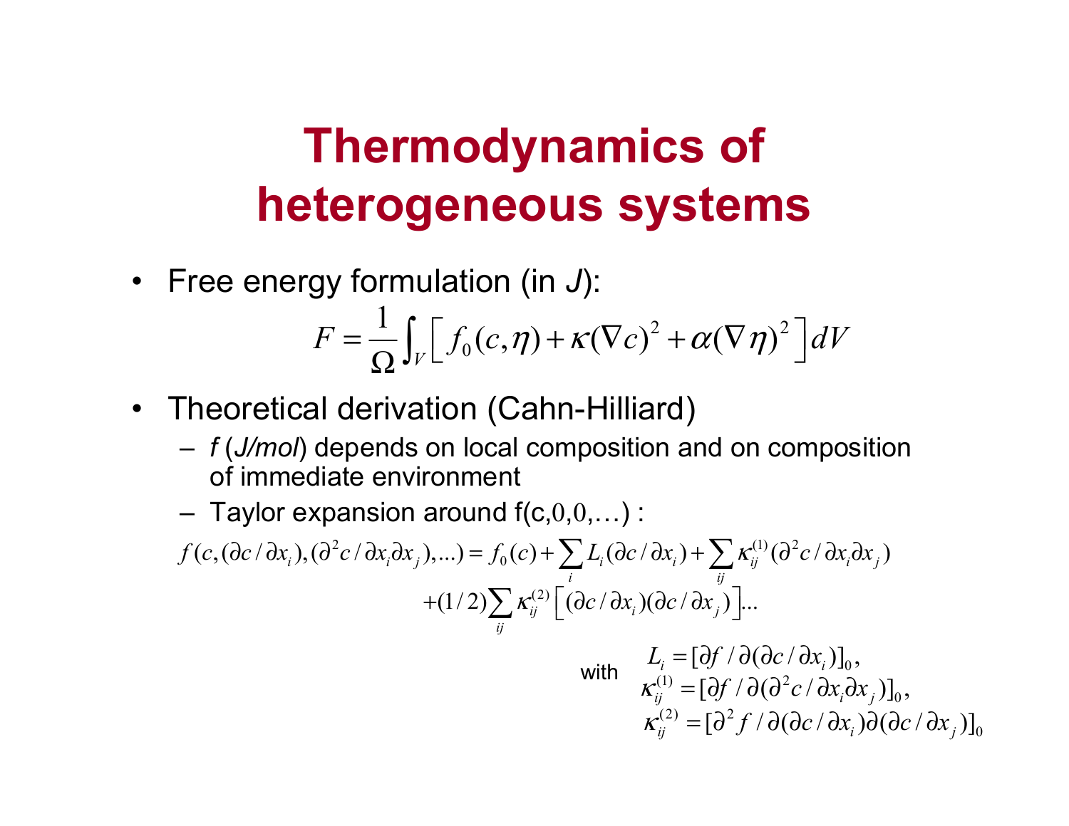# Thermodynamics of heterogeneous systems

- Free energy formulation (in *J*):

$$F = \frac{1}{\Omega}\int_V \left[ f_0(c,\eta) + \kappa(\nabla c)^2 + \alpha(\nabla \eta)^2 \right] dV$$

- Theoretical derivation (Cahn-Hilliard)
  - *f* (*J/mol*) depends on local composition and on composition of immediate environment
  - Taylor expansion around f(c,0,0,…) :

$$f(c,(\partial c/\partial x_i),(\partial^2 c/\partial x_i \partial x_j),...) = f_0(c) + \sum_i L_i(\partial c/\partial x_i) + \sum_{ij} \kappa_{ij}^{(1)}(\partial^2 c/\partial x_i \partial x_j)$$
$$+(1/2)\sum_{ij} \kappa_{ij}^{(2)} \left[ (\partial c/\partial x_i)(\partial c/\partial x_j) \right] ...$$

with

$$L_i = [\partial f / \partial(\partial c/\partial x_i)]_0,$$
$$\kappa_{ij}^{(1)} = [\partial f / \partial(\partial^2 c/\partial x_i \partial x_j)]_0,$$
$$\kappa_{ij}^{(2)} = [\partial^2 f / \partial(\partial c/\partial x_i)\partial(\partial c/\partial x_j)]_0$$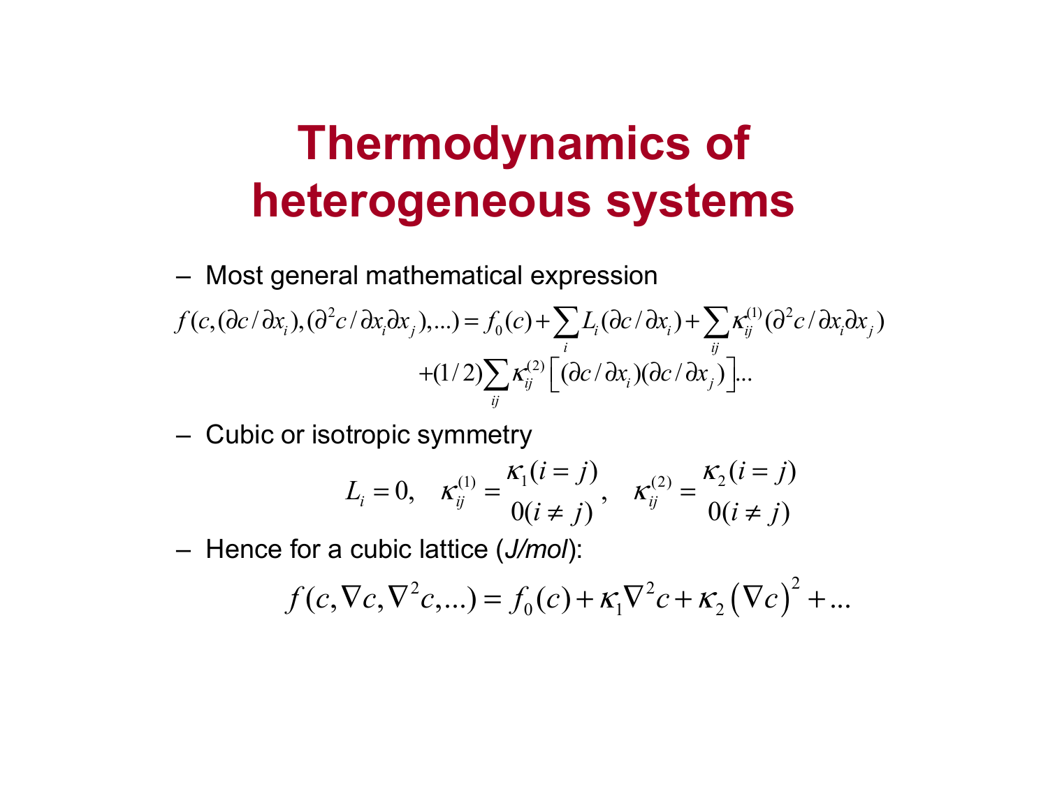# Thermodynamics of heterogeneous systems

– Most general mathematical expression

$$f(c,(\partial c/\partial x_i),(\partial^2 c/\partial x_i \partial x_j),...) = f_0(c) + \sum_i L_i(\partial c/\partial x_i) + \sum_{ij} \kappa_{ij}^{(1)}(\partial^2 c/\partial x_i \partial x_j)$$

$$+(1/2)\sum_{ij} \kappa_{ij}^{(2)}\left[(\partial c/\partial x_i)(\partial c/\partial x_j)\right]...$$

– Cubic or isotropic symmetry

$$L_i = 0, \quad \kappa_{ij}^{(1)} = \begin{matrix} \kappa_1 (i=j) \\ 0 (i \neq j) \end{matrix}, \quad \kappa_{ij}^{(2)} = \begin{matrix} \kappa_2 (i=j) \\ 0 (i \neq j) \end{matrix}$$

– Hence for a cubic lattice (*J/mol*):

$$f(c,\nabla c,\nabla^2 c,...) = f_0(c) + \kappa_1 \nabla^2 c + \kappa_2 \left(\nabla c\right)^2 + ...$$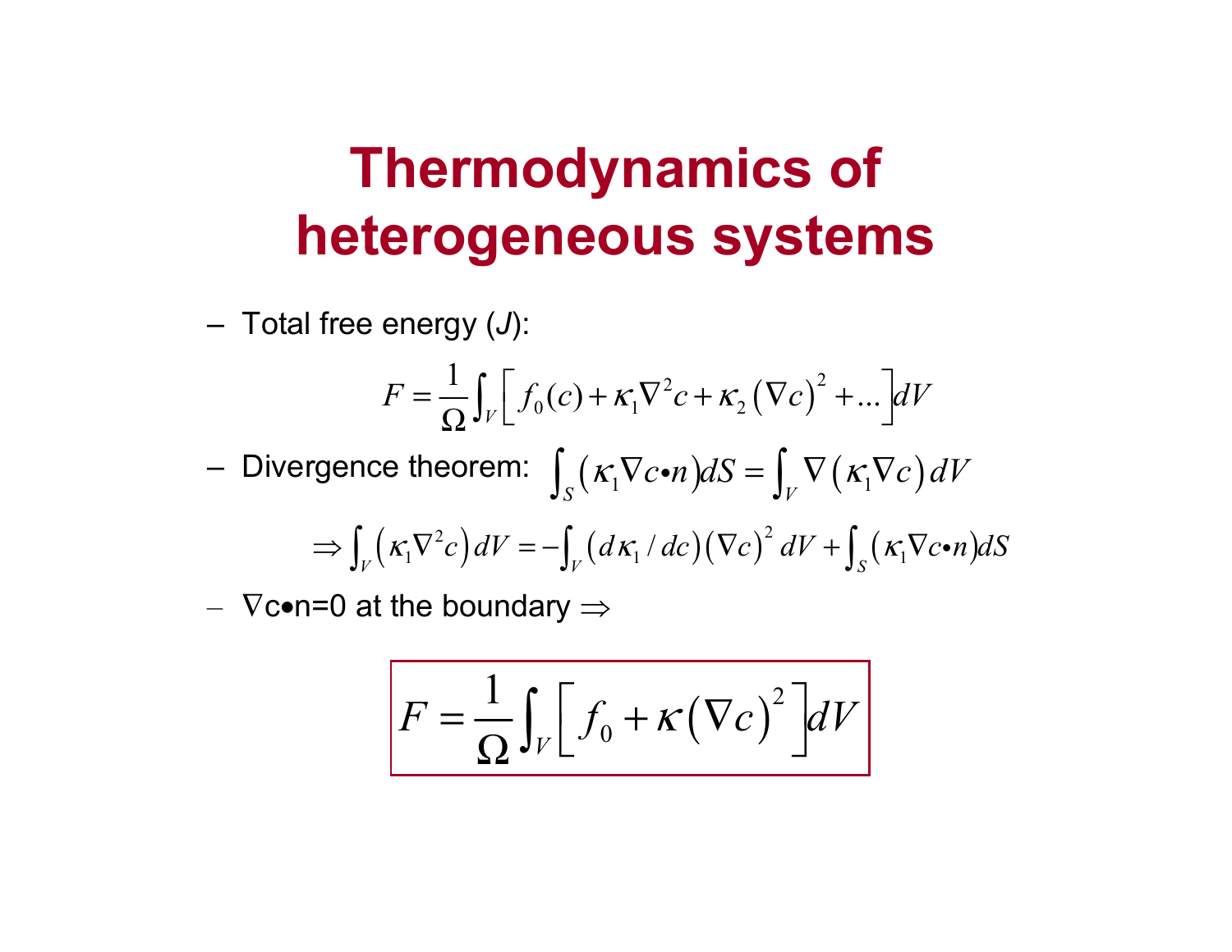# Thermodynamics of heterogeneous systems

– Total free energy (*J*):

$$F = \frac{1}{\Omega}\int_V \left[ f_0(c) + \kappa_1 \nabla^2 c + \kappa_2 \left(\nabla c\right)^2 + ... \right] dV$$

– Divergence theorem: $\int_S \left( \kappa_1 \nabla c \bullet n \right) dS = \int_V \nabla \left( \kappa_1 \nabla c \right) dV$

$$\Rightarrow \int_V \left( \kappa_1 \nabla^2 c \right) dV = -\int_V \left( d\kappa_1 / dc \right) \left( \nabla c \right)^2 dV + \int_S \left( \kappa_1 \nabla c \bullet n \right) dS$$

– $\nabla c \bullet n = 0$ at the boundary $\Rightarrow$

$$F = \frac{1}{\Omega}\int_V \left[ f_0 + \kappa \left(\nabla c\right)^2 \right] dV$$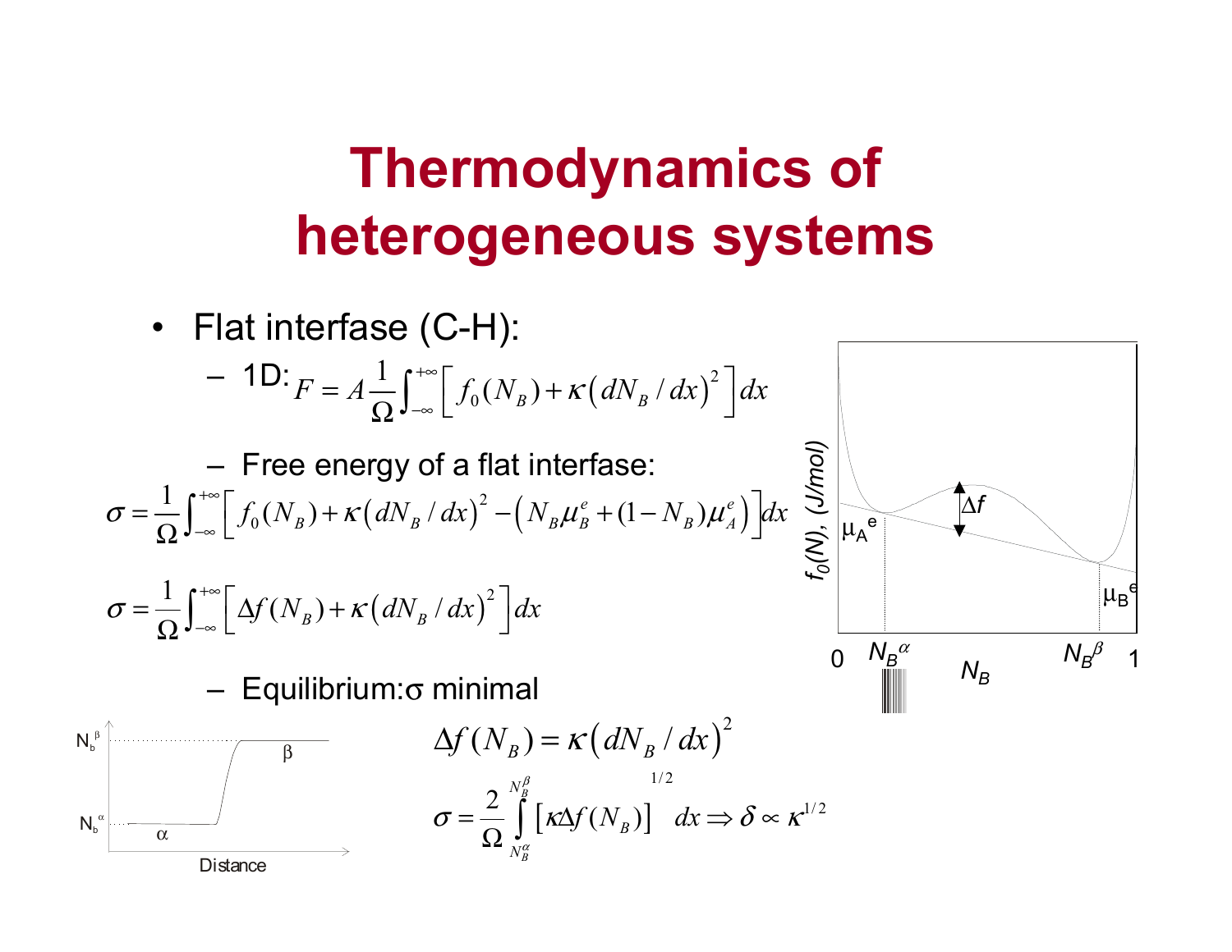# Thermodynamics of heterogeneous systems

- Flat interfase (C-H):
  - 1D: $$F = A\frac{1}{\Omega}\int_{-\infty}^{+\infty}\left[f_0(N_B) + \kappa\left(dN_B/dx\right)^2\right]dx$$
  - Free energy of a flat interfase:

$$\sigma = \frac{1}{\Omega}\int_{-\infty}^{+\infty}\left[f_0(N_B) + \kappa\left(dN_B/dx\right)^2 - \left(N_B\mu_B^e + (1-N_B)\mu_A^e\right)\right]dx$$

$$\sigma = \frac{1}{\Omega}\int_{-\infty}^{+\infty}\left[\Delta f(N_B) + \kappa\left(dN_B/dx\right)^2\right]dx$$

  - Equilibrium: $\sigma$ minimal

$$\Delta f(N_B) = \kappa\left(dN_B/dx\right)^2$$

$$\sigma = \frac{2}{\Omega}\int_{N_B^\alpha}^{N_B^\beta}\left[\kappa\Delta f(N_B)\right]^{1/2}dx \Rightarrow \delta \propto \kappa^{1/2}$$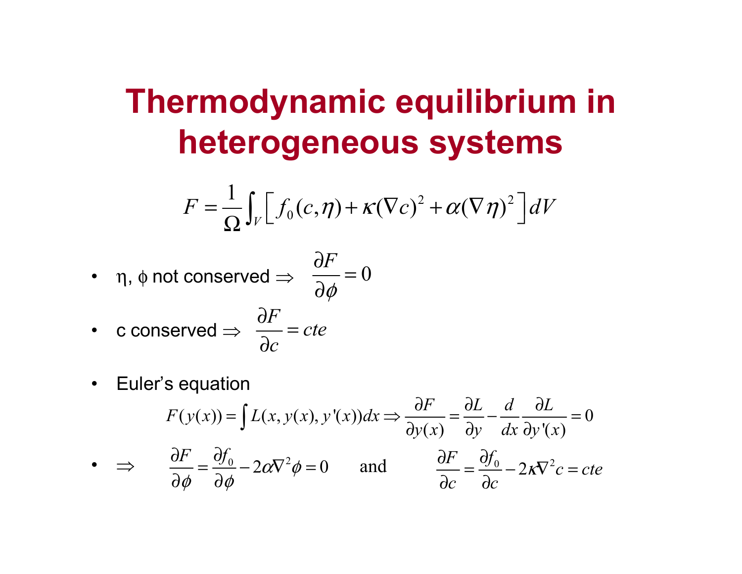# Thermodynamic equilibrium in heterogeneous systems

$$F = \frac{1}{\Omega}\int_V \left[ f_0(c,\eta) + \kappa(\nabla c)^2 + \alpha(\nabla \eta)^2 \right] dV$$

- η, ϕ not conserved ⇒ $\dfrac{\partial F}{\partial \phi} = 0$
- c conserved ⇒ $\dfrac{\partial F}{\partial c} = cte$
- Euler's equation

$$F(y(x)) = \int L(x, y(x), y'(x))dx \Rightarrow \frac{\partial F}{\partial y(x)} = \frac{\partial L}{\partial y} - \frac{d}{dx}\frac{\partial L}{\partial y'(x)} = 0$$

- ⇒ $\dfrac{\partial F}{\partial \phi} = \dfrac{\partial f_0}{\partial \phi} - 2\alpha \nabla^2 \phi = 0$ and $\dfrac{\partial F}{\partial c} = \dfrac{\partial f_0}{\partial c} - 2\kappa \nabla^2 c = cte$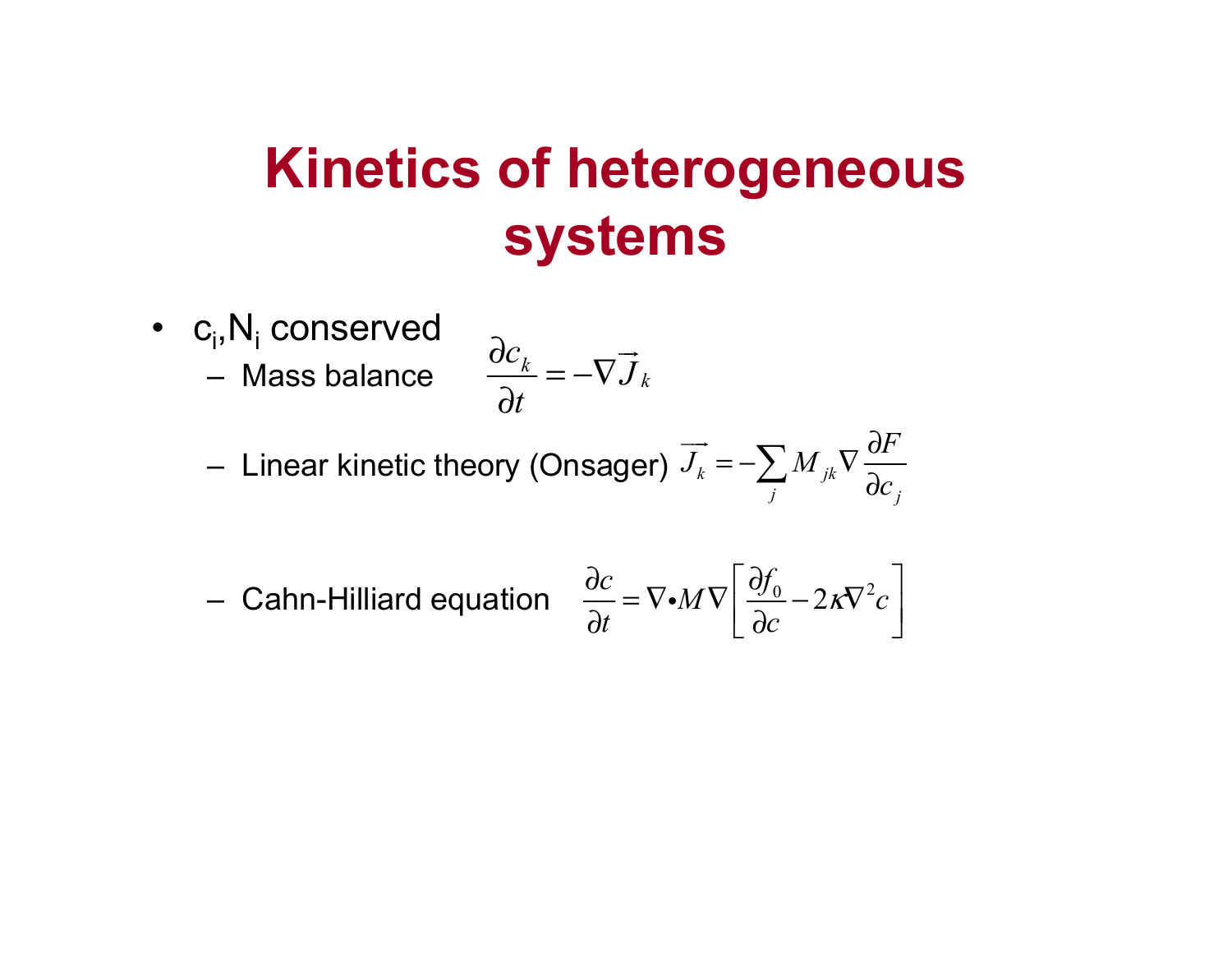# Kinetics of heterogeneous systems

- $c_i, N_i$ conserved
  - Mass balance $$\frac{\partial c_k}{\partial t} = -\nabla \vec{J}_k$$
  - Linear kinetic theory (Onsager) $$\vec{J_k} = -\sum_j M_{jk} \nabla \frac{\partial F}{\partial c_j}$$
  - Cahn-Hilliard equation $$\frac{\partial c}{\partial t} = \nabla \bullet M \nabla \left[ \frac{\partial f_0}{\partial c} - 2\kappa \nabla^2 c \right]$$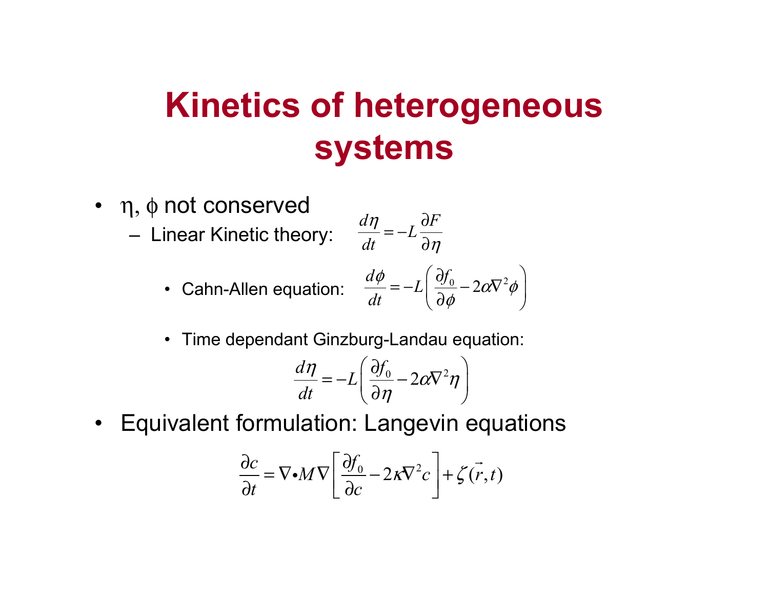# Kinetics of heterogeneous systems

- $\eta$, $\phi$ not conserved
  - Linear Kinetic theory: $\dfrac{d\eta}{dt} = -L\dfrac{\partial F}{\partial \eta}$
    - Cahn-Allen equation: $\dfrac{d\phi}{dt} = -L\left(\dfrac{\partial f_0}{\partial \phi} - 2\alpha\nabla^2\phi\right)$
    - Time dependant Ginzburg-Landau equation:

$$\frac{d\eta}{dt} = -L\left(\frac{\partial f_0}{\partial \eta} - 2\alpha\nabla^2\eta\right)$$

- Equivalent formulation: Langevin equations

$$\frac{\partial c}{\partial t} = \nabla \bullet M \nabla\left[\frac{\partial f_0}{\partial c} - 2\kappa\nabla^2 c\right] + \zeta(\vec{r}, t)$$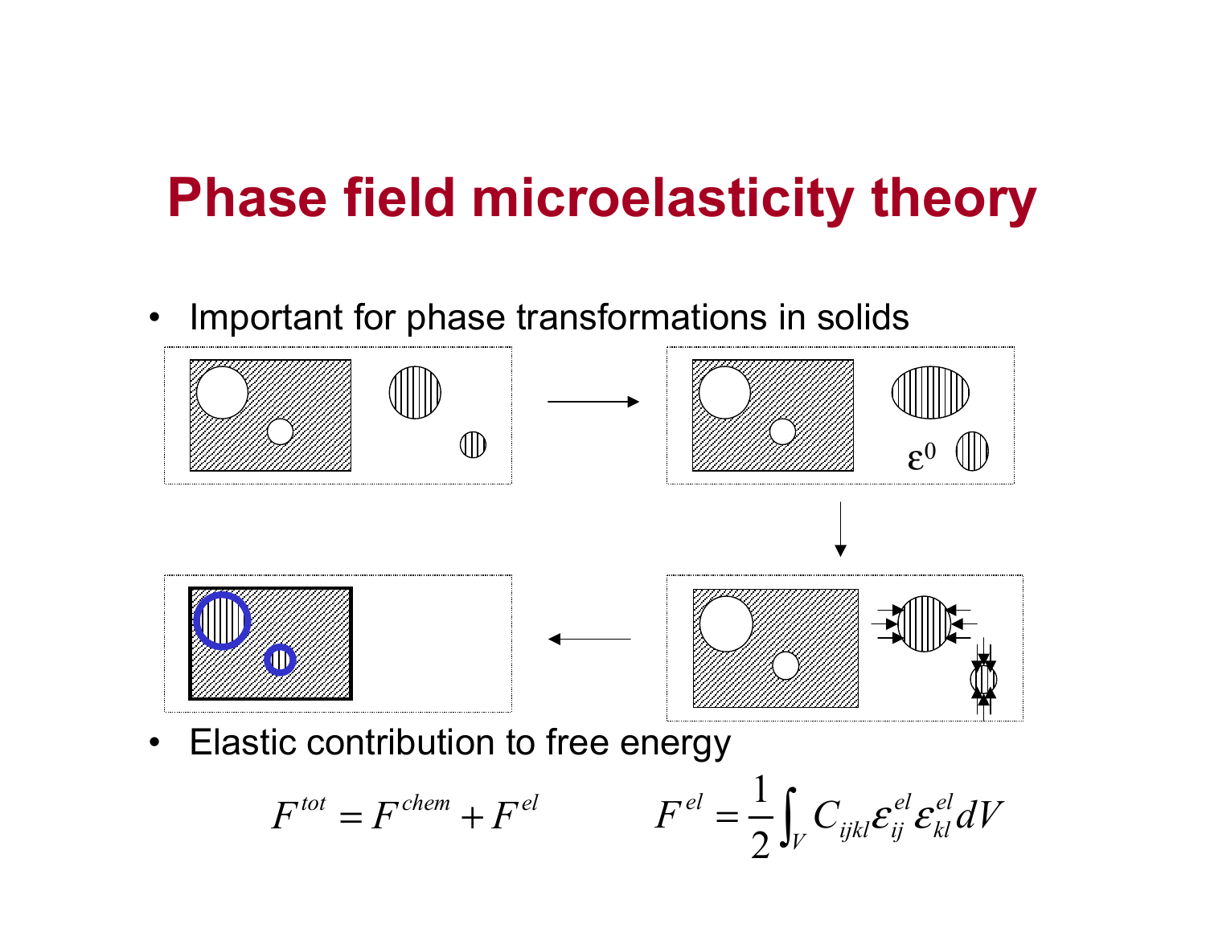# Phase field microelasticity theory

- Important for phase transformations in solids

$\varepsilon^0$

- Elastic contribution to free energy

$$F^{tot} = F^{chem} + F^{el} \qquad F^{el} = \frac{1}{2}\int_V C_{ijkl}\varepsilon_{ij}^{el}\varepsilon_{kl}^{el}dV$$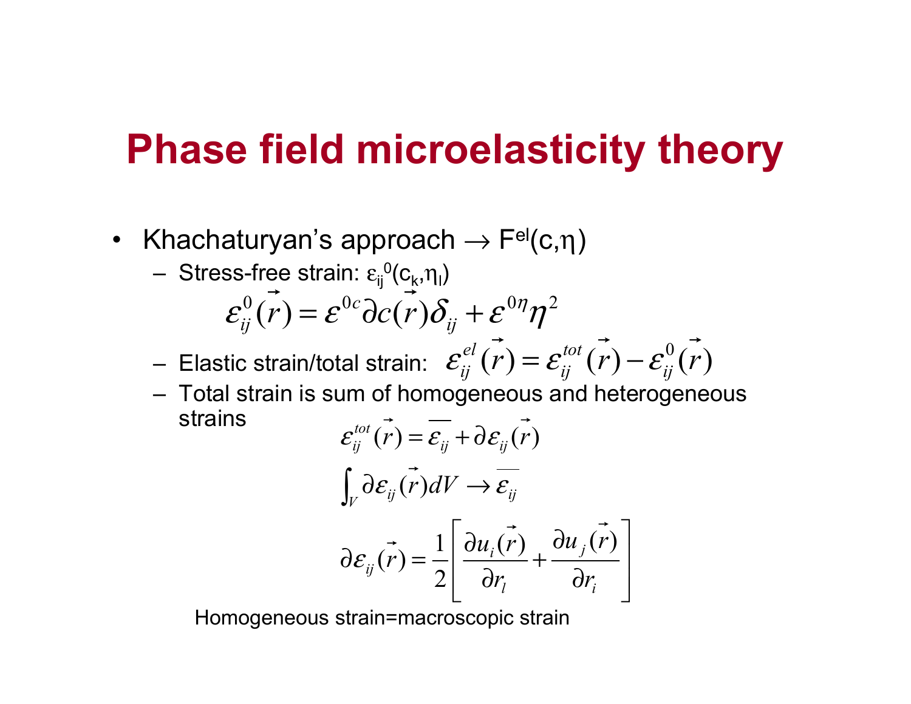# Phase field microelasticity theory

- Khachaturyan's approach → $F^{el}(c,\eta)$
  - Stress-free strain: $\varepsilon_{ij}^{0}(c_k,\eta_l)$

$$\varepsilon_{ij}^{0}(\vec{r}) = \varepsilon^{0c}\partial c(\vec{r})\delta_{ij} + \varepsilon^{0\eta}\eta^{2}$$

  - Elastic strain/total strain: $\varepsilon_{ij}^{el}(\vec{r}) = \varepsilon_{ij}^{tot}(\vec{r}) - \varepsilon_{ij}^{0}(\vec{r})$
  - Total strain is sum of homogeneous and heterogeneous strains

$$\varepsilon_{ij}^{tot}(\vec{r}) = \overline{\varepsilon_{ij}} + \partial\varepsilon_{ij}(\vec{r})$$

$$\int_V \partial\varepsilon_{ij}(\vec{r})dV \rightarrow \overline{\varepsilon_{ij}}$$

$$\partial\varepsilon_{ij}(\vec{r}) = \frac{1}{2}\left[\frac{\partial u_i(\vec{r})}{\partial r_l} + \frac{\partial u_j(\vec{r})}{\partial r_i}\right]$$

Homogeneous strain=macroscopic strain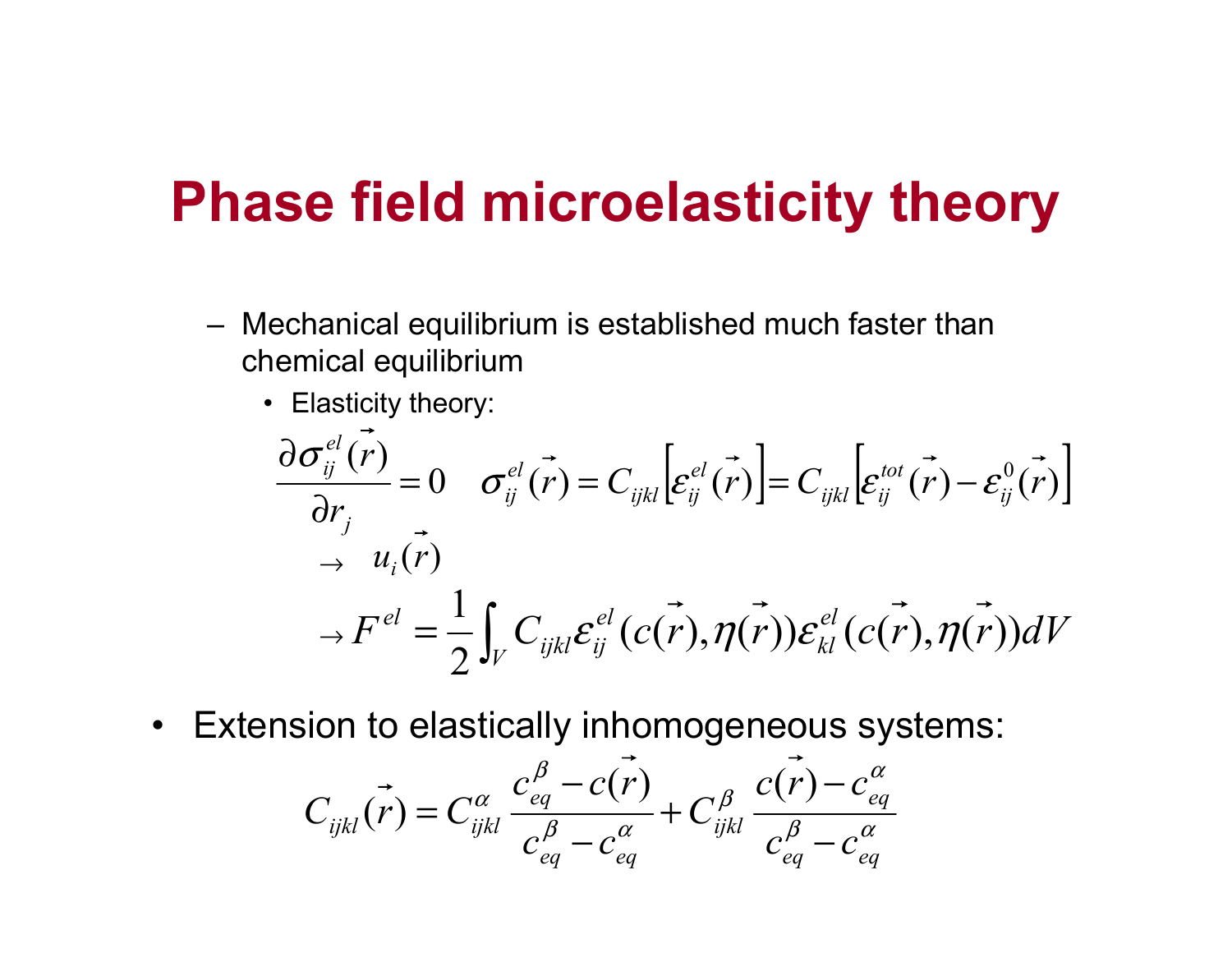# Phase field microelasticity theory

- Mechanical equilibrium is established much faster than chemical equilibrium
  - Elasticity theory:

$$\frac{\partial \sigma_{ij}^{el}(\vec{r})}{\partial r_j} = 0 \quad \sigma_{ij}^{el}(\vec{r}) = C_{ijkl}\left[\varepsilon_{ij}^{el}(\vec{r})\right] = C_{ijkl}\left[\varepsilon_{ij}^{tot}(\vec{r}) - \varepsilon_{ij}^{0}(\vec{r})\right]$$

$$\rightarrow \quad u_i(\vec{r})$$

$$\rightarrow F^{el} = \frac{1}{2}\int_V C_{ijkl}\varepsilon_{ij}^{el}(c(\vec{r}),\eta(\vec{r}))\varepsilon_{kl}^{el}(c(\vec{r}),\eta(\vec{r}))dV$$

- Extension to elastically inhomogeneous systems:

$$C_{ijkl}(\vec{r}) = C_{ijkl}^{\alpha}\frac{c_{eq}^{\beta} - c(\vec{r})}{c_{eq}^{\beta} - c_{eq}^{\alpha}} + C_{ijkl}^{\beta}\frac{c(\vec{r}) - c_{eq}^{\alpha}}{c_{eq}^{\beta} - c_{eq}^{\alpha}}$$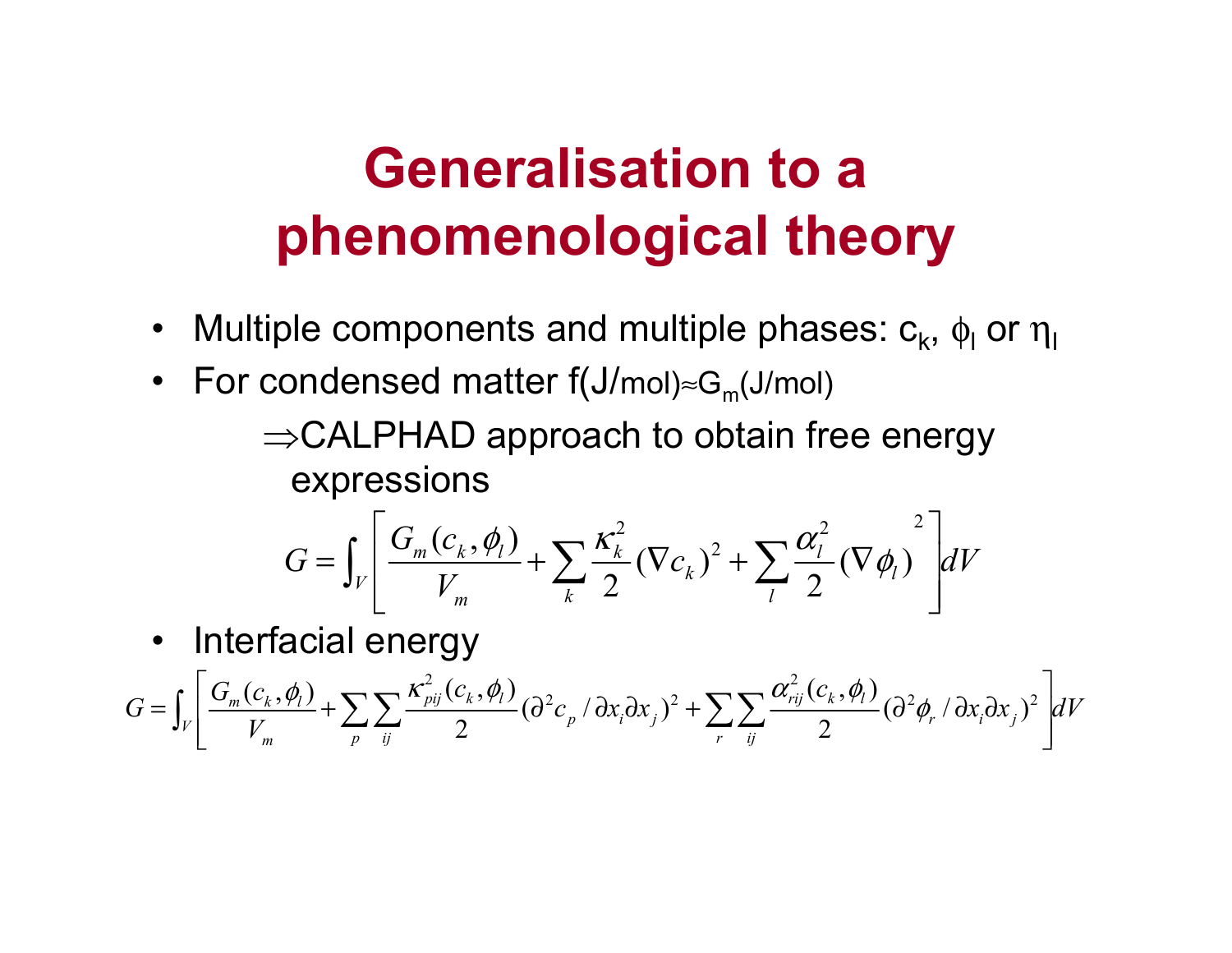# Generalisation to a phenomenological theory

- Multiple components and multiple phases: $c_k$, $\phi_l$ or $\eta_l$
- For condensed matter f(J/mol)≈$G_m$(J/mol)

  ⇒CALPHAD approach to obtain free energy expressions

$$G = \int_V \left[ \frac{G_m(c_k, \phi_l)}{V_m} + \sum_k \frac{\kappa_k^2}{2} (\nabla c_k)^2 + \sum_l \frac{\alpha_l^2}{2} (\nabla \phi_l)^2 \right] dV$$

- Interfacial energy

$$G = \int_V \left[ \frac{G_m(c_k, \phi_l)}{V_m} + \sum_p \sum_{ij} \frac{\kappa_{pij}^2(c_k, \phi_l)}{2} (\partial^2 c_p / \partial x_i \partial x_j)^2 + \sum_r \sum_{ij} \frac{\alpha_{rij}^2(c_k, \phi_l)}{2} (\partial^2 \phi_r / \partial x_i \partial x_j)^2 \right] dV$$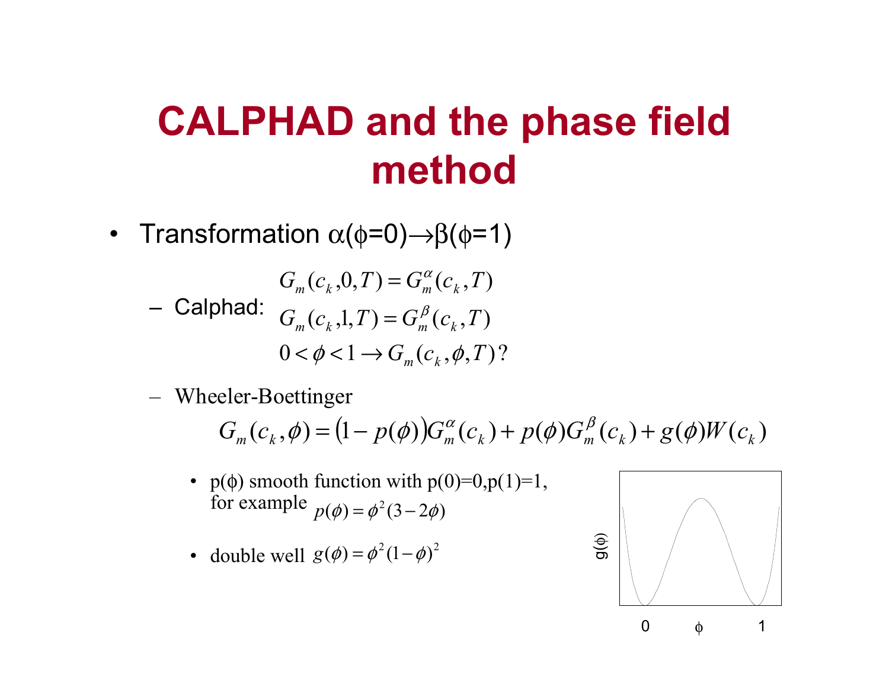# CALPHAD and the phase field method

- Transformation $\alpha(\phi=0)\rightarrow\beta(\phi=1)$
  - Calphad:
    $$G_m(c_k,0,T) = G_m^{\alpha}(c_k,T)$$
    $$G_m(c_k,1,T) = G_m^{\beta}(c_k,T)$$
    $$0<\phi<1 \rightarrow G_m(c_k,\phi,T)?$$
  - Wheeler-Boettinger
    $$G_m(c_k,\phi) = \left(1-p(\phi)\right)G_m^{\alpha}(c_k) + p(\phi)G_m^{\beta}(c_k) + g(\phi)W(c_k)$$
    - $p(\phi)$ smooth function with $p(0)=0, p(1)=1$, for example $p(\phi)=\phi^2(3-2\phi)$
    - double well $g(\phi)=\phi^2(1-\phi)^2$

g(ϕ)

0 ϕ 1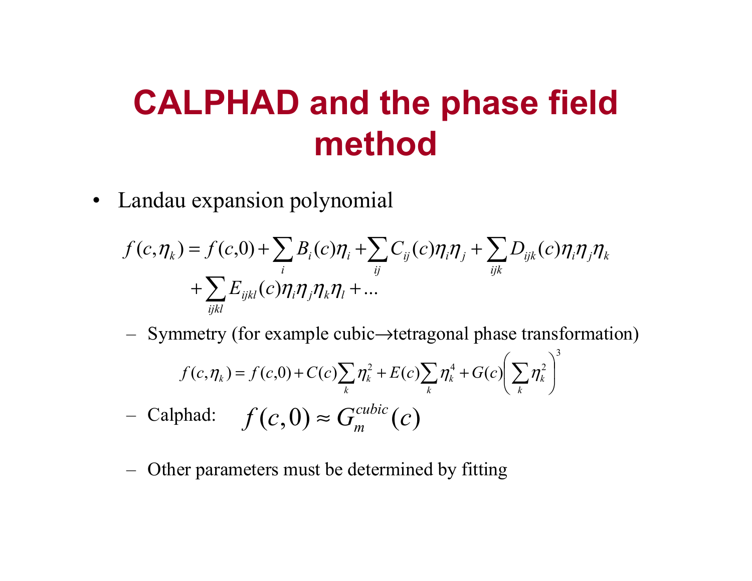# CALPHAD and the phase field method

- Landau expansion polynomial

$$f(c,\eta_k) = f(c,0) + \sum_i B_i(c)\eta_i + \sum_{ij} C_{ij}(c)\eta_i\eta_j + \sum_{ijk} D_{ijk}(c)\eta_i\eta_j\eta_k + \sum_{ijkl} E_{ijkl}(c)\eta_i\eta_j\eta_k\eta_l + \ldots$$

  - Symmetry (for example cubic→tetragonal phase transformation)

$$f(c,\eta_k) = f(c,0) + C(c)\sum_k \eta_k^2 + E(c)\sum_k \eta_k^4 + G(c)\left(\sum_k \eta_k^2\right)^3$$

  - Calphad: $f(c,0) \approx G_m^{cubic}(c)$

  - Other parameters must be determined by fitting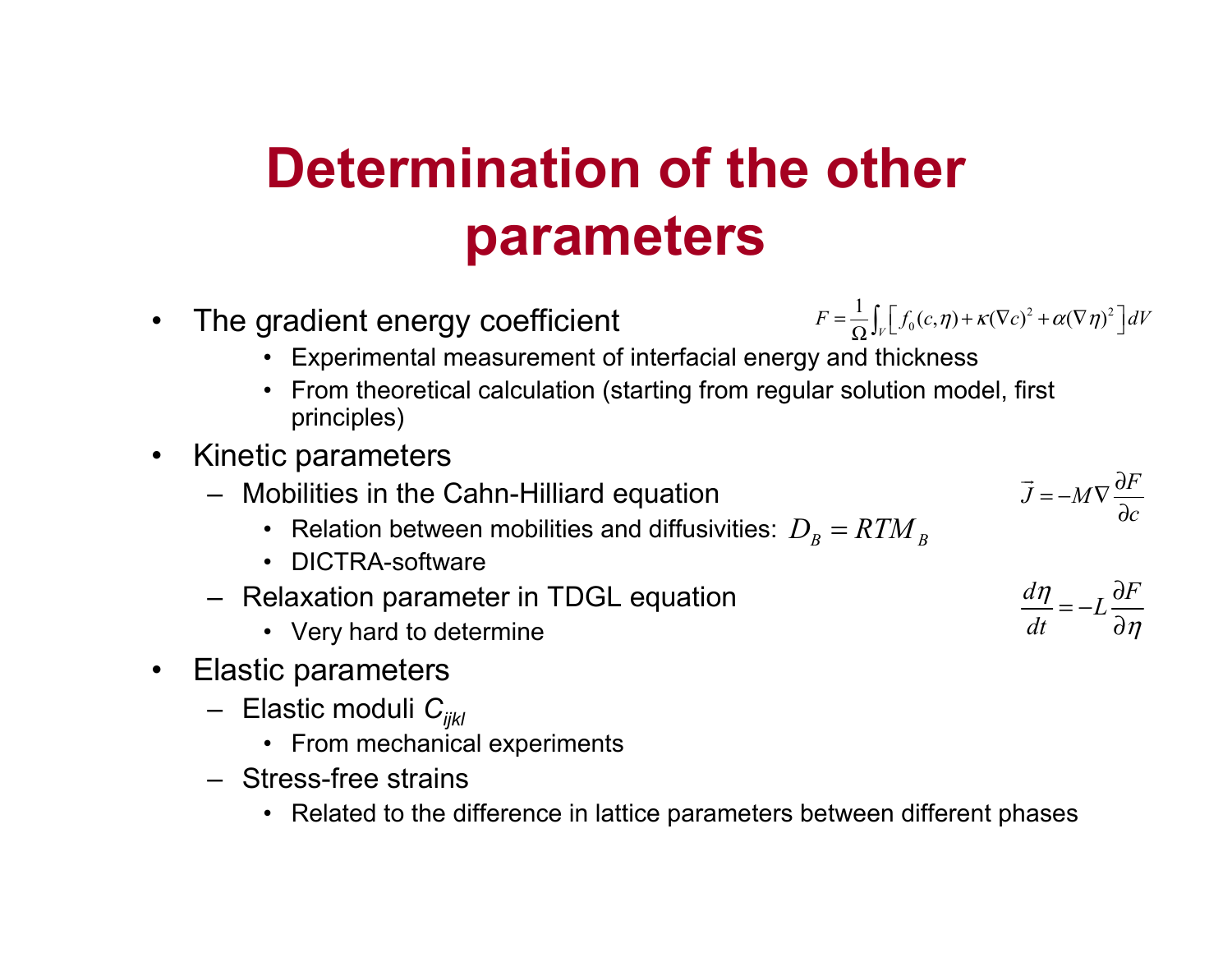# Determination of the other parameters

- The gradient energy coefficient

$$F = \frac{1}{\Omega}\int_V \left[ f_0(c,\eta) + \kappa(\nabla c)^2 + \alpha(\nabla \eta)^2 \right] dV$$

  - Experimental measurement of interfacial energy and thickness
  - From theoretical calculation (starting from regular solution model, first principles)
- Kinetic parameters
  - Mobilities in the Cahn-Hilliard equation

$$\vec{J} = -M\nabla \frac{\partial F}{\partial c}$$

    - Relation between mobilities and diffusivities: $D_B = RTM_B$
    - DICTRA-software
  - Relaxation parameter in TDGL equation

$$\frac{d\eta}{dt} = -L\frac{\partial F}{\partial \eta}$$

    - Very hard to determine
- Elastic parameters
  - Elastic moduli $C_{ijkl}$
    - From mechanical experiments
  - Stress-free strains
    - Related to the difference in lattice parameters between different phases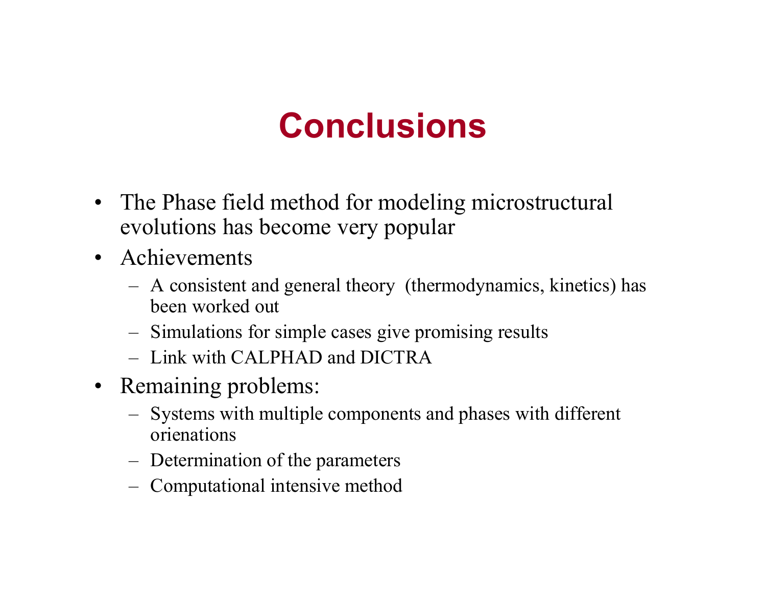# Conclusions

- The Phase field method for modeling microstructural evolutions has become very popular
- Achievements
  - A consistent and general theory  (thermodynamics, kinetics) has been worked out
  - Simulations for simple cases give promising results
  - Link with CALPHAD and DICTRA
- Remaining problems:
  - Systems with multiple components and phases with different orienations
  - Determination of the parameters
  - Computational intensive method